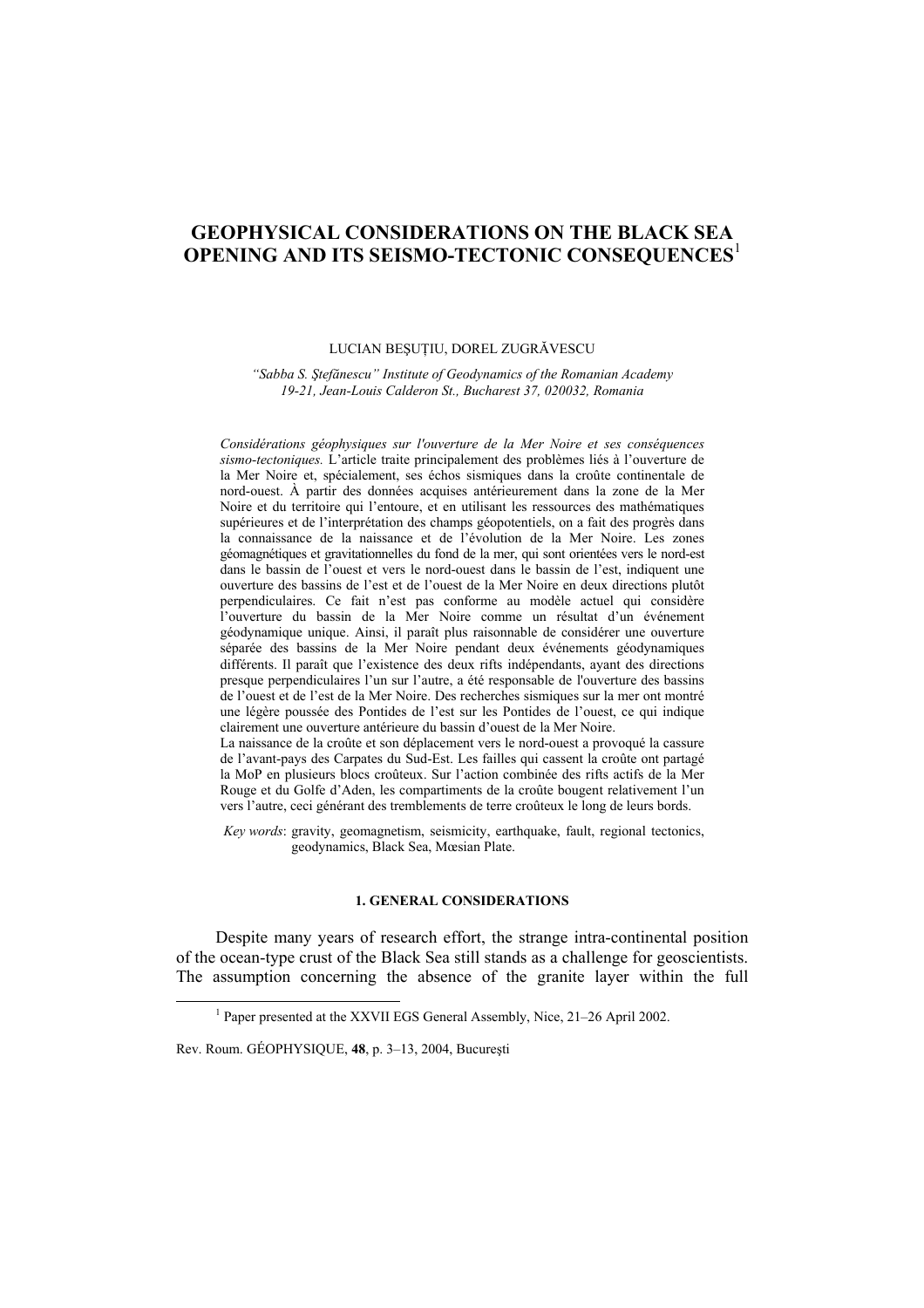# GEOPHYSICAL CONSIDERATIONS ON THE BLACK SEA OPENING AND ITS SEISMO-TECTONIC CONSEQUENCES[1]

LUCIAN BEŞUŢIU, DOREL ZUGRĂVESCU

*"Sabba S. Ştefănescu" Institute of Geodynamics of the Romanian Academy*
*19-21, Jean-Louis Calderon St., Bucharest 37, 020032, Romania*

*Considérations géophysiques sur l'ouverture de la Mer Noire et ses conséquences sismo-tectoniques.* L'article traite principalement des problèmes liés à l'ouverture de la Mer Noire et, spécialement, ses échos sismiques dans la croûte continentale de nord-ouest. À partir des données acquises antérieurement dans la zone de la Mer Noire et du territoire qui l'entoure, et en utilisant les ressources des mathématiques supérieures et de l'interprétation des champs géopotentiels, on a fait des progrès dans la connaissance de la naissance et de l'évolution de la Mer Noire. Les zones géomagnétiques et gravitationnelles du fond de la mer, qui sont orientées vers le nord-est dans le bassin de l'ouest et vers le nord-ouest dans le bassin de l'est, indiquent une ouverture des bassins de l'est et de l'ouest de la Mer Noire en deux directions plutôt perpendiculaires. Ce fait n'est pas conforme au modèle actuel qui considère l'ouverture du bassin de la Mer Noire comme un résultat d'un événement géodynamique unique. Ainsi, il paraît plus raisonnable de considérer une ouverture séparée des bassins de la Mer Noire pendant deux événements géodynamiques différents. Il paraît que l'existence des deux rifts indépendants, ayant des directions presque perpendiculaires l'un sur l'autre, a été responsable de l'ouverture des bassins de l'ouest et de l'est de la Mer Noire. Des recherches sismiques sur la mer ont montré une légère poussée des Pontides de l'est sur les Pontides de l'ouest, ce qui indique clairement une ouverture antérieure du bassin d'ouest de la Mer Noire.
La naissance de la croûte et son déplacement vers le nord-ouest a provoqué la cassure de l'avant-pays des Carpates du Sud-Est. Les failles qui cassent la croûte ont partagé la MoP en plusieurs blocs croûteux. Sur l'action combinée des rifts actifs de la Mer Rouge et du Golfe d'Aden, les compartiments de la croûte bougent relativement l'un vers l'autre, ceci générant des tremblements de terre croûteux le long de leurs bords.

*Key words*: gravity, geomagnetism, seismicity, earthquake, fault, regional tectonics, geodynamics, Black Sea, Mœsian Plate.

## 1. GENERAL CONSIDERATIONS

Despite many years of research effort, the strange intra-continental position of the ocean-type crust of the Black Sea still stands as a challenge for geoscientists. The assumption concerning the absence of the granite layer within the full

[1] Paper presented at the XXVII EGS General Assembly, Nice, 21–26 April 2002.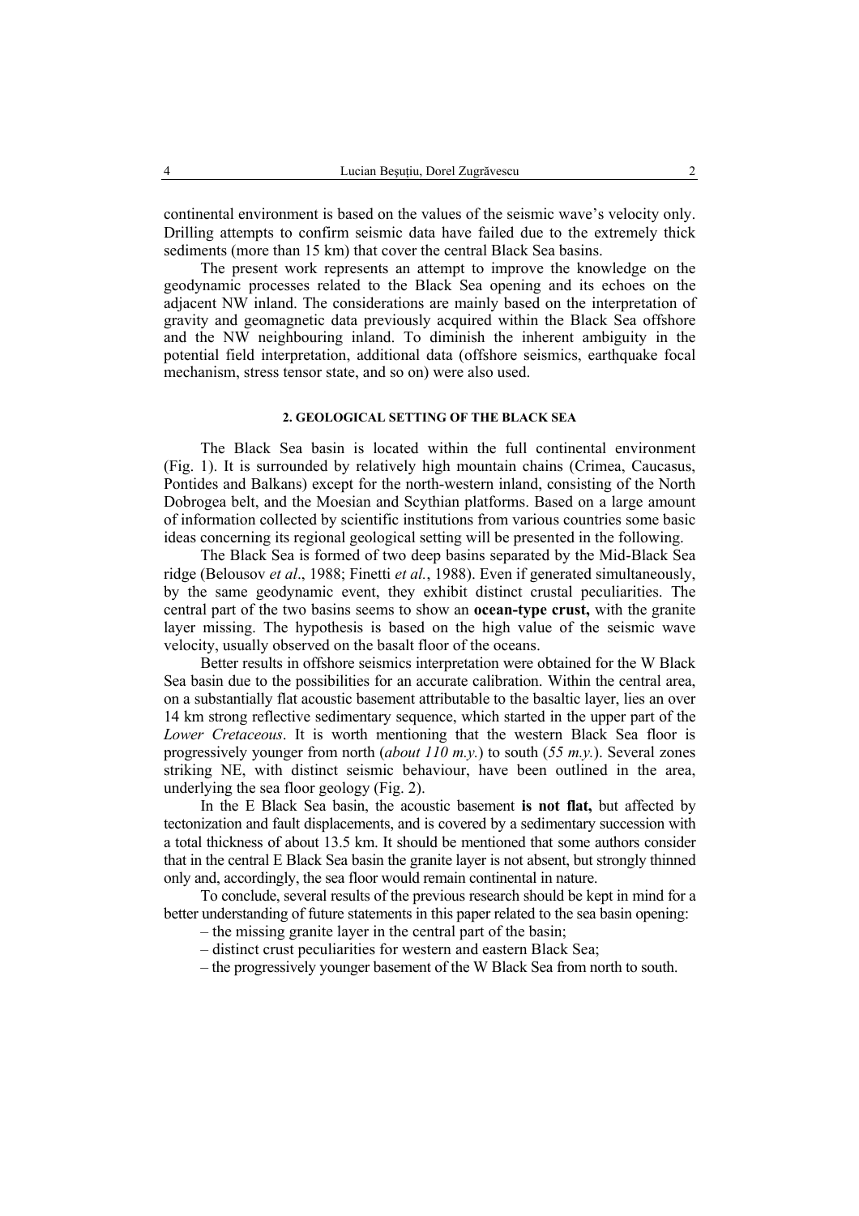continental environment is based on the values of the seismic wave's velocity only. Drilling attempts to confirm seismic data have failed due to the extremely thick sediments (more than 15 km) that cover the central Black Sea basins.

The present work represents an attempt to improve the knowledge on the geodynamic processes related to the Black Sea opening and its echoes on the adjacent NW inland. The considerations are mainly based on the interpretation of gravity and geomagnetic data previously acquired within the Black Sea offshore and the NW neighbouring inland. To diminish the inherent ambiguity in the potential field interpretation, additional data (offshore seismics, earthquake focal mechanism, stress tensor state, and so on) were also used.

## 2. GEOLOGICAL SETTING OF THE BLACK SEA

The Black Sea basin is located within the full continental environment (Fig. 1). It is surrounded by relatively high mountain chains (Crimea, Caucasus, Pontides and Balkans) except for the north-western inland, consisting of the North Dobrogea belt, and the Moesian and Scythian platforms. Based on a large amount of information collected by scientific institutions from various countries some basic ideas concerning its regional geological setting will be presented in the following.

The Black Sea is formed of two deep basins separated by the Mid-Black Sea ridge (Belousov *et al*., 1988; Finetti *et al.*, 1988). Even if generated simultaneously, by the same geodynamic event, they exhibit distinct crustal peculiarities. The central part of the two basins seems to show an **ocean-type crust,** with the granite layer missing. The hypothesis is based on the high value of the seismic wave velocity, usually observed on the basalt floor of the oceans.

Better results in offshore seismics interpretation were obtained for the W Black Sea basin due to the possibilities for an accurate calibration. Within the central area, on a substantially flat acoustic basement attributable to the basaltic layer, lies an over 14 km strong reflective sedimentary sequence, which started in the upper part of the *Lower Cretaceous*. It is worth mentioning that the western Black Sea floor is progressively younger from north (*about 110 m.y.*) to south (*55 m.y.*). Several zones striking NE, with distinct seismic behaviour, have been outlined in the area, underlying the sea floor geology (Fig. 2).

In the E Black Sea basin, the acoustic basement **is not flat,** but affected by tectonization and fault displacements, and is covered by a sedimentary succession with a total thickness of about 13.5 km. It should be mentioned that some authors consider that in the central E Black Sea basin the granite layer is not absent, but strongly thinned only and, accordingly, the sea floor would remain continental in nature.

To conclude, several results of the previous research should be kept in mind for a better understanding of future statements in this paper related to the sea basin opening:

– the missing granite layer in the central part of the basin;

– distinct crust peculiarities for western and eastern Black Sea;

– the progressively younger basement of the W Black Sea from north to south.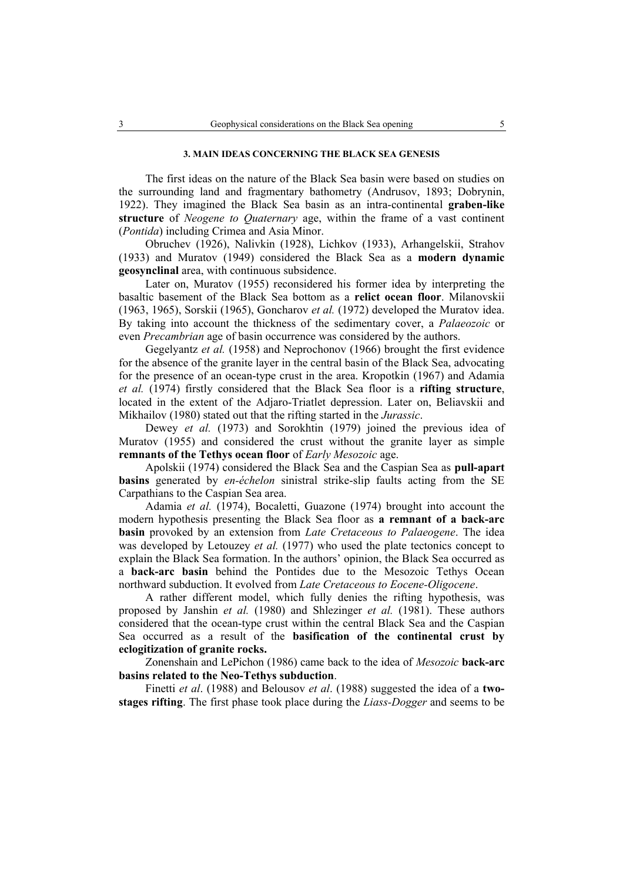### 3. MAIN IDEAS CONCERNING THE BLACK SEA GENESIS

The first ideas on the nature of the Black Sea basin were based on studies on the surrounding land and fragmentary bathometry (Andrusov, 1893; Dobrynin, 1922). They imagined the Black Sea basin as an intra-continental **graben-like structure** of *Neogene to Quaternary* age, within the frame of a vast continent (*Pontida*) including Crimea and Asia Minor.

Obruchev (1926), Nalivkin (1928), Lichkov (1933), Arhangelskii, Strahov (1933) and Muratov (1949) considered the Black Sea as a **modern dynamic geosynclinal** area, with continuous subsidence.

Later on, Muratov (1955) reconsidered his former idea by interpreting the basaltic basement of the Black Sea bottom as a **relict ocean floor**. Milanovskii (1963, 1965), Sorskii (1965), Goncharov *et al.* (1972) developed the Muratov idea. By taking into account the thickness of the sedimentary cover, a *Palaeozoic* or even *Precambrian* age of basin occurrence was considered by the authors.

Gegelyantz *et al.* (1958) and Neprochonov (1966) brought the first evidence for the absence of the granite layer in the central basin of the Black Sea, advocating for the presence of an ocean-type crust in the area. Kropotkin (1967) and Adamia *et al.* (1974) firstly considered that the Black Sea floor is a **rifting structure**, located in the extent of the Adjaro-Triatlet depression. Later on, Beliavskii and Mikhailov (1980) stated out that the rifting started in the *Jurassic*.

Dewey *et al.* (1973) and Sorokhtin (1979) joined the previous idea of Muratov (1955) and considered the crust without the granite layer as simple **remnants of the Tethys ocean floor** of *Early Mesozoic* age.

Apolskii (1974) considered the Black Sea and the Caspian Sea as **pull-apart basins** generated by *en-échelon* sinistral strike-slip faults acting from the SE Carpathians to the Caspian Sea area.

Adamia *et al.* (1974), Bocaletti, Guazone (1974) brought into account the modern hypothesis presenting the Black Sea floor as **a remnant of a back-arc basin** provoked by an extension from *Late Cretaceous to Palaeogene*. The idea was developed by Letouzey *et al.* (1977) who used the plate tectonics concept to explain the Black Sea formation. In the authors' opinion, the Black Sea occurred as a **back-arc basin** behind the Pontides due to the Mesozoic Tethys Ocean northward subduction. It evolved from *Late Cretaceous to Eocene-Oligocene*.

A rather different model, which fully denies the rifting hypothesis, was proposed by Janshin *et al.* (1980) and Shlezinger *et al.* (1981). These authors considered that the ocean-type crust within the central Black Sea and the Caspian Sea occurred as a result of the **basification of the continental crust by eclogitization of granite rocks.**

Zonenshain and LePichon (1986) came back to the idea of *Mesozoic* **back-arc basins related to the Neo-Tethys subduction**.

Finetti *et al*. (1988) and Belousov *et al*. (1988) suggested the idea of a **two-stages rifting**. The first phase took place during the *Liass-Dogger* and seems to be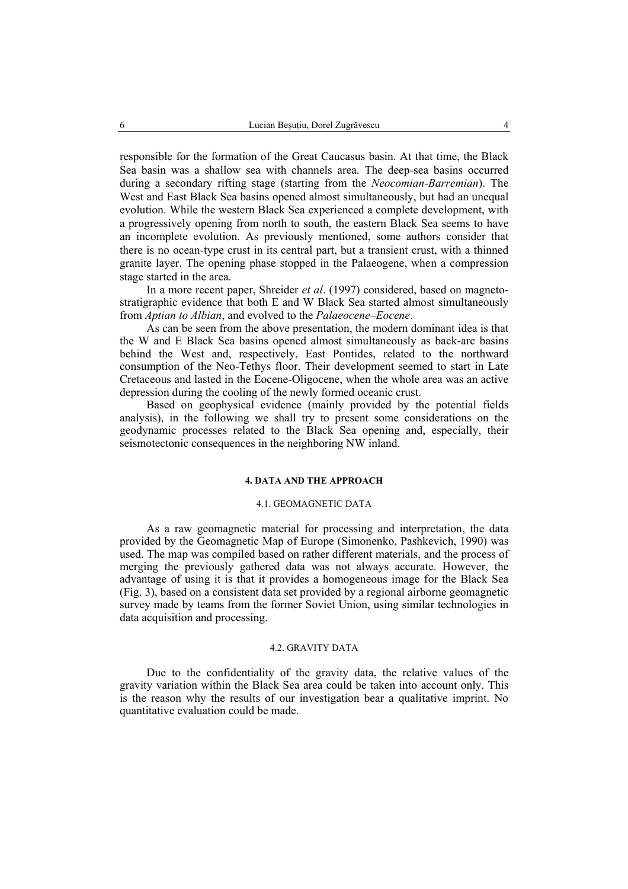responsible for the formation of the Great Caucasus basin. At that time, the Black Sea basin was a shallow sea with channels area. The deep-sea basins occurred during a secondary rifting stage (starting from the *Neocomian-Barremian*). The West and East Black Sea basins opened almost simultaneously, but had an unequal evolution. While the western Black Sea experienced a complete development, with a progressively opening from north to south, the eastern Black Sea seems to have an incomplete evolution. As previously mentioned, some authors consider that there is no ocean-type crust in its central part, but a transient crust, with a thinned granite layer. The opening phase stopped in the Palaeogene, when a compression stage started in the area.

In a more recent paper, Shreider *et al*. (1997) considered, based on magneto-stratigraphic evidence that both E and W Black Sea started almost simultaneously from *Aptian to Albian*, and evolved to the *Palaeocene–Eocene*.

As can be seen from the above presentation, the modern dominant idea is that the W and E Black Sea basins opened almost simultaneously as back-arc basins behind the West and, respectively, East Pontides, related to the northward consumption of the Neo-Tethys floor. Their development seemed to start in Late Cretaceous and lasted in the Eocene-Oligocene, when the whole area was an active depression during the cooling of the newly formed oceanic crust.

Based on geophysical evidence (mainly provided by the potential fields analysis), in the following we shall try to present some considerations on the geodynamic processes related to the Black Sea opening and, especially, their seismotectonic consequences in the neighboring NW inland.

## 4. DATA AND THE APPROACH

### 4.1. GEOMAGNETIC DATA

As a raw geomagnetic material for processing and interpretation, the data provided by the Geomagnetic Map of Europe (Simonenko, Pashkevich, 1990) was used. The map was compiled based on rather different materials, and the process of merging the previously gathered data was not always accurate. However, the advantage of using it is that it provides a homogeneous image for the Black Sea (Fig. 3), based on a consistent data set provided by a regional airborne geomagnetic survey made by teams from the former Soviet Union, using similar technologies in data acquisition and processing.

### 4.2. GRAVITY DATA

Due to the confidentiality of the gravity data, the relative values of the gravity variation within the Black Sea area could be taken into account only. This is the reason why the results of our investigation bear a qualitative imprint. No quantitative evaluation could be made.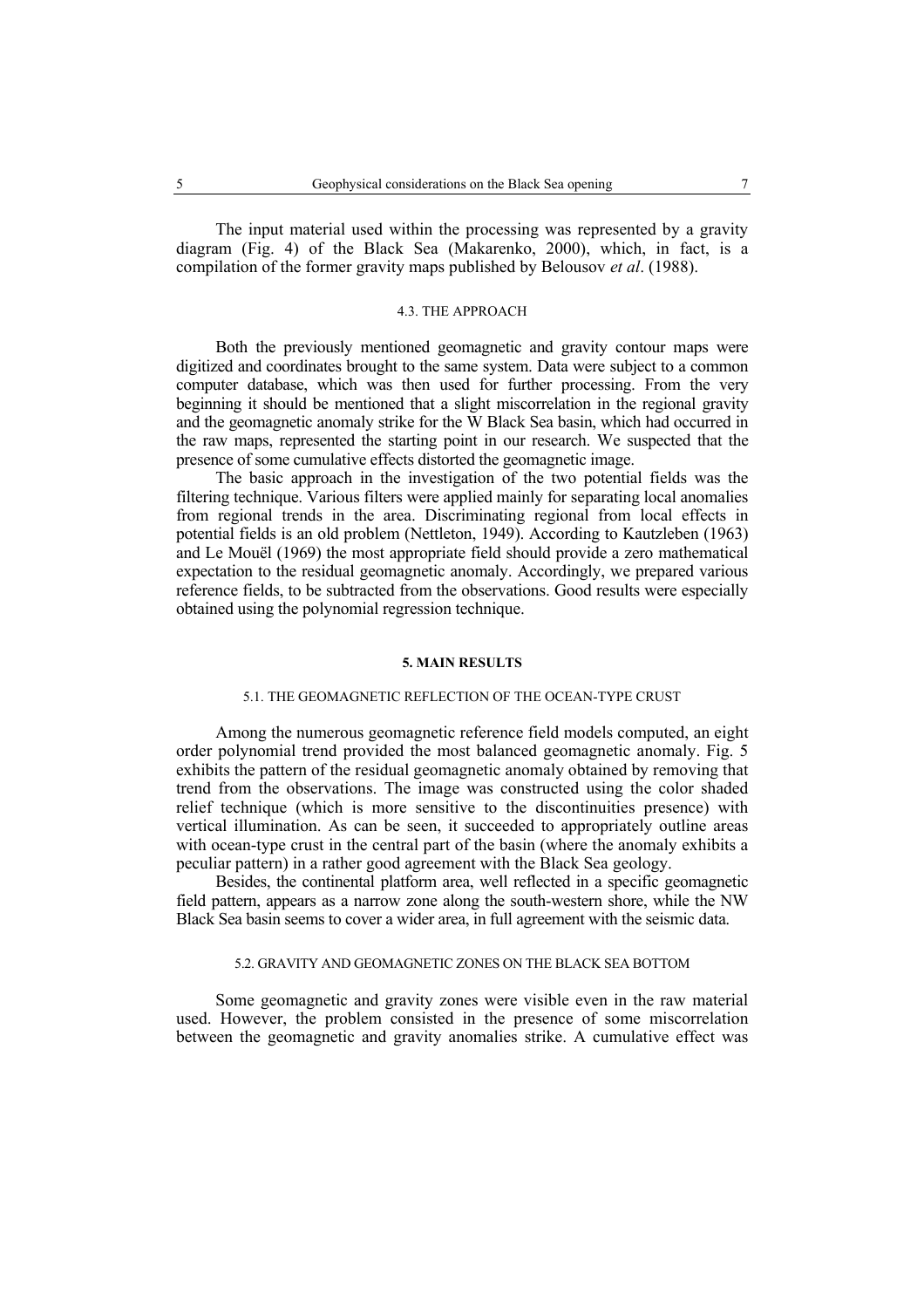The input material used within the processing was represented by a gravity diagram (Fig. 4) of the Black Sea (Makarenko, 2000), which, in fact, is a compilation of the former gravity maps published by Belousov *et al*. (1988).

### 4.3. THE APPROACH

Both the previously mentioned geomagnetic and gravity contour maps were digitized and coordinates brought to the same system. Data were subject to a common computer database, which was then used for further processing. From the very beginning it should be mentioned that a slight miscorrelation in the regional gravity and the geomagnetic anomaly strike for the W Black Sea basin, which had occurred in the raw maps, represented the starting point in our research. We suspected that the presence of some cumulative effects distorted the geomagnetic image.

The basic approach in the investigation of the two potential fields was the filtering technique. Various filters were applied mainly for separating local anomalies from regional trends in the area. Discriminating regional from local effects in potential fields is an old problem (Nettleton, 1949). According to Kautzleben (1963) and Le Mouël (1969) the most appropriate field should provide a zero mathematical expectation to the residual geomagnetic anomaly. Accordingly, we prepared various reference fields, to be subtracted from the observations. Good results were especially obtained using the polynomial regression technique.

## 5. MAIN RESULTS

### 5.1. THE GEOMAGNETIC REFLECTION OF THE OCEAN-TYPE CRUST

Among the numerous geomagnetic reference field models computed, an eight order polynomial trend provided the most balanced geomagnetic anomaly. Fig. 5 exhibits the pattern of the residual geomagnetic anomaly obtained by removing that trend from the observations. The image was constructed using the color shaded relief technique (which is more sensitive to the discontinuities presence) with vertical illumination. As can be seen, it succeeded to appropriately outline areas with ocean-type crust in the central part of the basin (where the anomaly exhibits a peculiar pattern) in a rather good agreement with the Black Sea geology.

Besides, the continental platform area, well reflected in a specific geomagnetic field pattern, appears as a narrow zone along the south-western shore, while the NW Black Sea basin seems to cover a wider area, in full agreement with the seismic data.

### 5.2. GRAVITY AND GEOMAGNETIC ZONES ON THE BLACK SEA BOTTOM

Some geomagnetic and gravity zones were visible even in the raw material used. However, the problem consisted in the presence of some miscorrelation between the geomagnetic and gravity anomalies strike. A cumulative effect was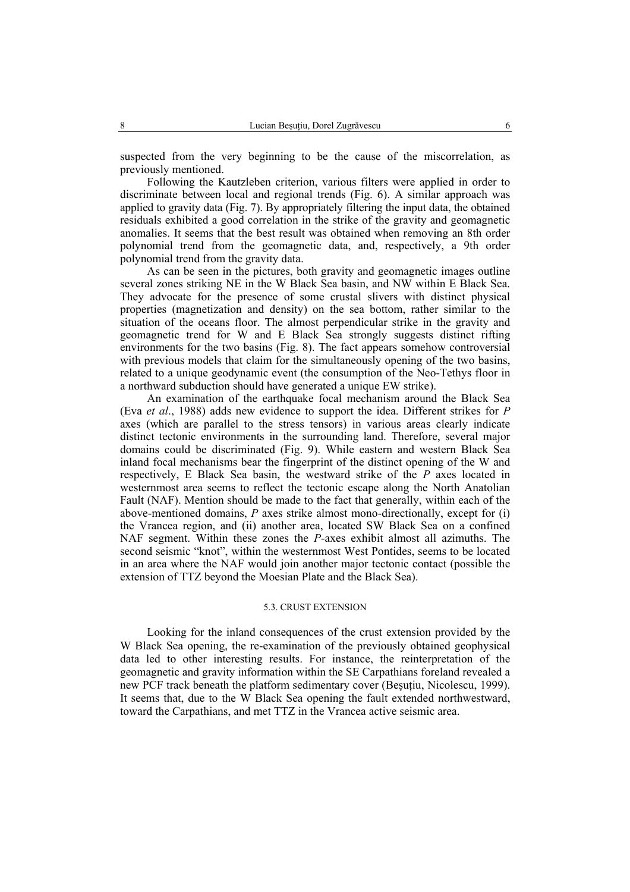suspected from the very beginning to be the cause of the miscorrelation, as previously mentioned.

Following the Kautzleben criterion, various filters were applied in order to discriminate between local and regional trends (Fig. 6). A similar approach was applied to gravity data (Fig. 7). By appropriately filtering the input data, the obtained residuals exhibited a good correlation in the strike of the gravity and geomagnetic anomalies. It seems that the best result was obtained when removing an 8th order polynomial trend from the geomagnetic data, and, respectively, a 9th order polynomial trend from the gravity data.

As can be seen in the pictures, both gravity and geomagnetic images outline several zones striking NE in the W Black Sea basin, and NW within E Black Sea. They advocate for the presence of some crustal slivers with distinct physical properties (magnetization and density) on the sea bottom, rather similar to the situation of the oceans floor. The almost perpendicular strike in the gravity and geomagnetic trend for W and E Black Sea strongly suggests distinct rifting environments for the two basins (Fig. 8). The fact appears somehow controversial with previous models that claim for the simultaneously opening of the two basins, related to a unique geodynamic event (the consumption of the Neo-Tethys floor in a northward subduction should have generated a unique EW strike).

An examination of the earthquake focal mechanism around the Black Sea (Eva *et al*., 1988) adds new evidence to support the idea. Different strikes for *P* axes (which are parallel to the stress tensors) in various areas clearly indicate distinct tectonic environments in the surrounding land. Therefore, several major domains could be discriminated (Fig. 9). While eastern and western Black Sea inland focal mechanisms bear the fingerprint of the distinct opening of the W and respectively, E Black Sea basin, the westward strike of the *P* axes located in westernmost area seems to reflect the tectonic escape along the North Anatolian Fault (NAF). Mention should be made to the fact that generally, within each of the above-mentioned domains, *P* axes strike almost mono-directionally, except for (i) the Vrancea region, and (ii) another area, located SW Black Sea on a confined NAF segment. Within these zones the *P*-axes exhibit almost all azimuths. The second seismic "knot", within the westernmost West Pontides, seems to be located in an area where the NAF would join another major tectonic contact (possible the extension of TTZ beyond the Moesian Plate and the Black Sea).

### 5.3. CRUST EXTENSION

Looking for the inland consequences of the crust extension provided by the W Black Sea opening, the re-examination of the previously obtained geophysical data led to other interesting results. For instance, the reinterpretation of the geomagnetic and gravity information within the SE Carpathians foreland revealed a new PCF track beneath the platform sedimentary cover (Beşuţiu, Nicolescu, 1999). It seems that, due to the W Black Sea opening the fault extended northwestward, toward the Carpathians, and met TTZ in the Vrancea active seismic area.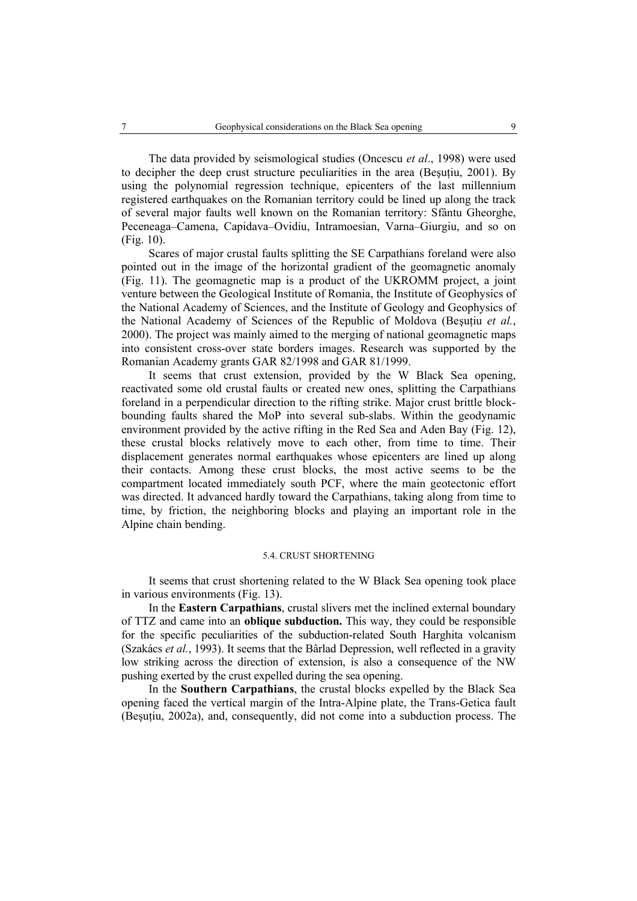The data provided by seismological studies (Oncescu *et al*., 1998) were used to decipher the deep crust structure peculiarities in the area (Beşuţiu, 2001). By using the polynomial regression technique, epicenters of the last millennium registered earthquakes on the Romanian territory could be lined up along the track of several major faults well known on the Romanian territory: Sfântu Gheorghe, Peceneaga–Camena, Capidava–Ovidiu, Intramoesian, Varna–Giurgiu, and so on (Fig. 10).

Scares of major crustal faults splitting the SE Carpathians foreland were also pointed out in the image of the horizontal gradient of the geomagnetic anomaly (Fig. 11). The geomagnetic map is a product of the UKROMM project, a joint venture between the Geological Institute of Romania, the Institute of Geophysics of the National Academy of Sciences, and the Institute of Geology and Geophysics of the National Academy of Sciences of the Republic of Moldova (Beşuţiu *et al.*, 2000). The project was mainly aimed to the merging of national geomagnetic maps into consistent cross-over state borders images. Research was supported by the Romanian Academy grants GAR 82/1998 and GAR 81/1999.

It seems that crust extension, provided by the W Black Sea opening, reactivated some old crustal faults or created new ones, splitting the Carpathians foreland in a perpendicular direction to the rifting strike. Major crust brittle block-bounding faults shared the MoP into several sub-slabs. Within the geodynamic environment provided by the active rifting in the Red Sea and Aden Bay (Fig. 12), these crustal blocks relatively move to each other, from time to time. Their displacement generates normal earthquakes whose epicenters are lined up along their contacts. Among these crust blocks, the most active seems to be the compartment located immediately south PCF, where the main geotectonic effort was directed. It advanced hardly toward the Carpathians, taking along from time to time, by friction, the neighboring blocks and playing an important role in the Alpine chain bending.

### 5.4. CRUST SHORTENING

It seems that crust shortening related to the W Black Sea opening took place in various environments (Fig. 13).

In the **Eastern Carpathians**, crustal slivers met the inclined external boundary of TTZ and came into an **oblique subduction.** This way, they could be responsible for the specific peculiarities of the subduction-related South Harghita volcanism (Szakács *et al.*, 1993). It seems that the Bârlad Depression, well reflected in a gravity low striking across the direction of extension, is also a consequence of the NW pushing exerted by the crust expelled during the sea opening.

In the **Southern Carpathians**, the crustal blocks expelled by the Black Sea opening faced the vertical margin of the Intra-Alpine plate, the Trans-Getica fault (Beşuţiu, 2002a), and, consequently, did not come into a subduction process. The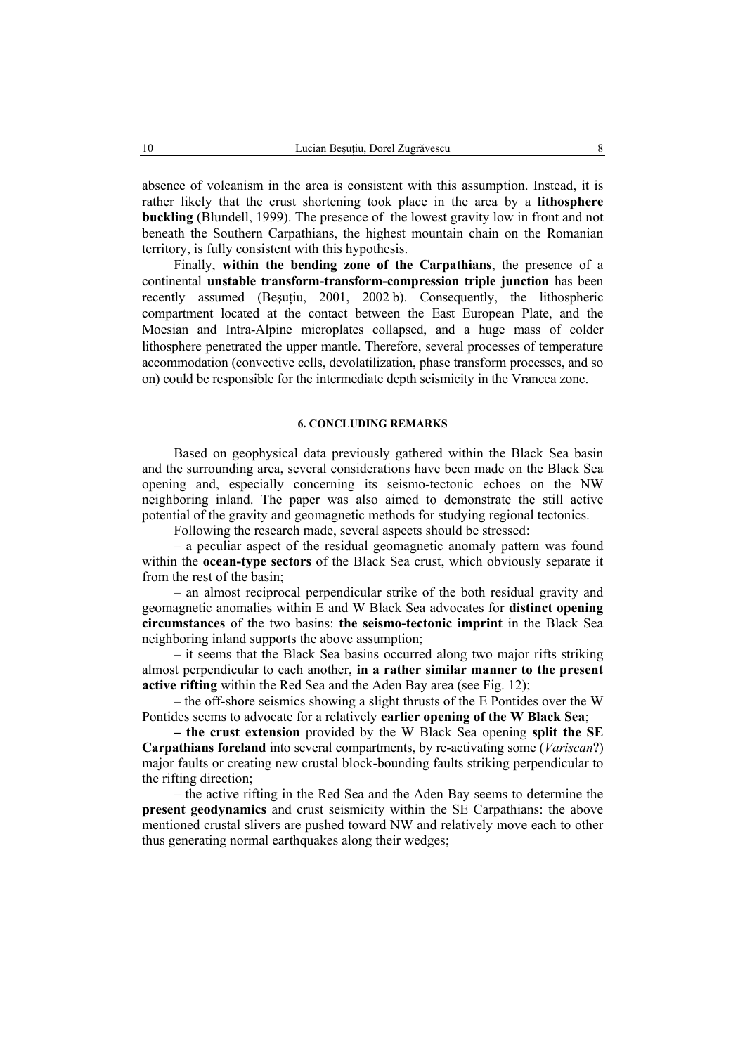absence of volcanism in the area is consistent with this assumption. Instead, it is rather likely that the crust shortening took place in the area by a **lithosphere buckling** (Blundell, 1999). The presence of the lowest gravity low in front and not beneath the Southern Carpathians, the highest mountain chain on the Romanian territory, is fully consistent with this hypothesis.

Finally, **within the bending zone of the Carpathians**, the presence of a continental **unstable transform-transform-compression triple junction** has been recently assumed (Beşuţiu, 2001, 2002 b). Consequently, the lithospheric compartment located at the contact between the East European Plate, and the Moesian and Intra-Alpine microplates collapsed, and a huge mass of colder lithosphere penetrated the upper mantle. Therefore, several processes of temperature accommodation (convective cells, devolatilization, phase transform processes, and so on) could be responsible for the intermediate depth seismicity in the Vrancea zone.

## 6. CONCLUDING REMARKS

Based on geophysical data previously gathered within the Black Sea basin and the surrounding area, several considerations have been made on the Black Sea opening and, especially concerning its seismo-tectonic echoes on the NW neighboring inland. The paper was also aimed to demonstrate the still active potential of the gravity and geomagnetic methods for studying regional tectonics.

Following the research made, several aspects should be stressed:

– a peculiar aspect of the residual geomagnetic anomaly pattern was found within the **ocean-type sectors** of the Black Sea crust, which obviously separate it from the rest of the basin;

– an almost reciprocal perpendicular strike of the both residual gravity and geomagnetic anomalies within E and W Black Sea advocates for **distinct opening circumstances** of the two basins: **the seismo-tectonic imprint** in the Black Sea neighboring inland supports the above assumption;

– it seems that the Black Sea basins occurred along two major rifts striking almost perpendicular to each another, **in a rather similar manner to the present active rifting** within the Red Sea and the Aden Bay area (see Fig. 12);

– the off-shore seismics showing a slight thrusts of the E Pontides over the W Pontides seems to advocate for a relatively **earlier opening of the W Black Sea**;

**– the crust extension** provided by the W Black Sea opening **split the SE Carpathians foreland** into several compartments, by re-activating some (*Variscan*?) major faults or creating new crustal block-bounding faults striking perpendicular to the rifting direction;

– the active rifting in the Red Sea and the Aden Bay seems to determine the **present geodynamics** and crust seismicity within the SE Carpathians: the above mentioned crustal slivers are pushed toward NW and relatively move each to other thus generating normal earthquakes along their wedges;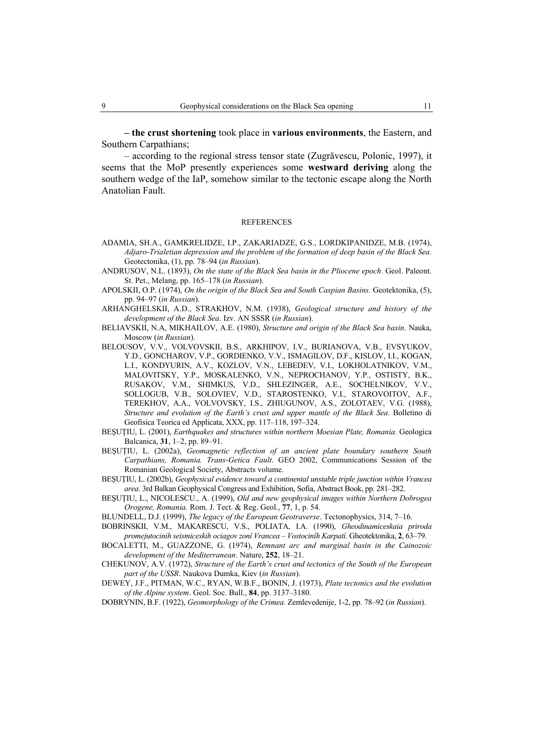**– the crust shortening** took place in **various environments**, the Eastern, and Southern Carpathians;

– according to the regional stress tensor state (Zugrăvescu, Polonic, 1997), it seems that the MoP presently experiences some **westward deriving** along the southern wedge of the IaP, somehow similar to the tectonic escape along the North Anatolian Fault.

REFERENCES

ADAMIA, SH.A., GAMKRELIDZE, I.P., ZAKARIADZE, G.S., LORDKIPANIDZE, M.B. (1974), *Adjaro-Trialetian depression and the problem of the formation of deep basin of the Black Sea.* Geotectonika, (1), pp. 78–94 (*in Russian*).

ANDRUSOV, N.L. (1893), *On the state of the Black Sea basin in the Pliocene epoch*. Geol. Paleont. St. Pet., Melang, pp. 165–178 (*in Russian*).

APOLSKII, O.P. (1974), *On the origin of the Black Sea and South Caspian Basins.* Geotektonika, (5), pp. 94–97 (*in Russian*).

ARHANGHELSKII, A.D., STRAKHOV, N.M. (1938), *Geological structure and history of the development of the Black Sea*. Izv. AN SSSR (*in Russian*).

BELIAVSKII, N.A, MIKHAILOV, A.E. (1980), *Structure and origin of the Black Sea basin*. Nauka, Moscow (*in Russian*).

BELOUSOV, V.V., VOLVOVSKII, B.S., ARKHIPOV, I.V., BURIANOVA, V.B., EVSYUKOV, Y.D., GONCHAROV, V.P., GORDIENKO, V.V., ISMAGILOV, D.F., KISLOV, I.I., KOGAN, L.I., KONDYURIN, A.V., KOZLOV, V.N., LEBEDEV, V.I., LOKHOLATNIKOV, V.M., MALOVITSKY, Y.P., MOSKALENKO, V.N., NEPROCHANOV, Y.P., OSTISTY, B.K., RUSAKOV, V.M., SHIMKUS, V.D., SHLEZINGER, A.E., SOCHELNIKOV, V.V., SOLLOGUB, V.B., SOLOVIEV, V.D., STAROSTENKO, V.I., STAROVOITOV, A.F., TEREKHOV, A.A., VOLVOVSKY, I.S., ZHIUGUNOV, A.S., ZOLOTAEV, V.G. (1988), *Structure and evolution of the Earth's crust and upper mantle of the Black Sea*. Bolletino di Geofisica Teorica ed Applicata, XXX, pp. 117–118, 197–324.

BEŞUŢIU, L. (2001), *Earthquakes and structures within northern Moesian Plate, Romania.* Geologica Balcanica, **31**, 1–2, pp. 89–91.

BEŞUŢIU, L. (2002a), *Geomagnetic reflection of an ancient plate boundary southern South Carpathians, Romania. Trans-Getica Fault*. GEO 2002, Communications Session of the Romanian Geological Society, Abstracts volume.

BEŞUŢIU, L. (2002b), *Geophysical evidence toward a continental unstable triple junction within Vrancea area*. 3rd Balkan Geophysical Congress and Exhibition, Sofia, Abstract Book, pp. 281–282.

BEŞUŢIU, L., NICOLESCU., A. (1999), *Old and new geophysical images within Northern Dobrogea Orogene, Romania.* Rom. J. Tect. & Reg. Geol., **77**, 1, p. 54.

BLUNDELL, D.J. (1999), *The legacy of the European Geotraverse*. Tectonophysics, 314, 7–16.

BOBRINSKII, V.M., MAKARESCU, V.S., POLIATA, I.A. (1990), *Gheodinamiceskaia priroda promejutocinih seismiceskih ociagov zonî Vrancea – Vostocinîh Karpatî.* Gheotektonika, **2**, 63–79.

BOCALETTI, M., GUAZZONE, G. (1974), *Remnant arc and marginal basin in the Cainozoic development of the Mediterranean*. Nature, **252**, 18–21.

CHEKUNOV, A.V. (1972), *Structure of the Earth's crust and tectonics of the South of the European part of the USSR*. Naukova Dumka, Kiev (*in Russian*).

DEWEY, J.F., PITMAN, W.C., RYAN, W.B.F., BONIN, J. (1973), *Plate tectonics and the evolution of the Alpine system*. Geol. Soc. Bull., **84**, pp. 3137–3180.

DOBRYNIN, B.F. (1922), *Geomorphology of the Crimea.* Zemlevedenije, 1-2, pp. 78–92 (*in Russian*).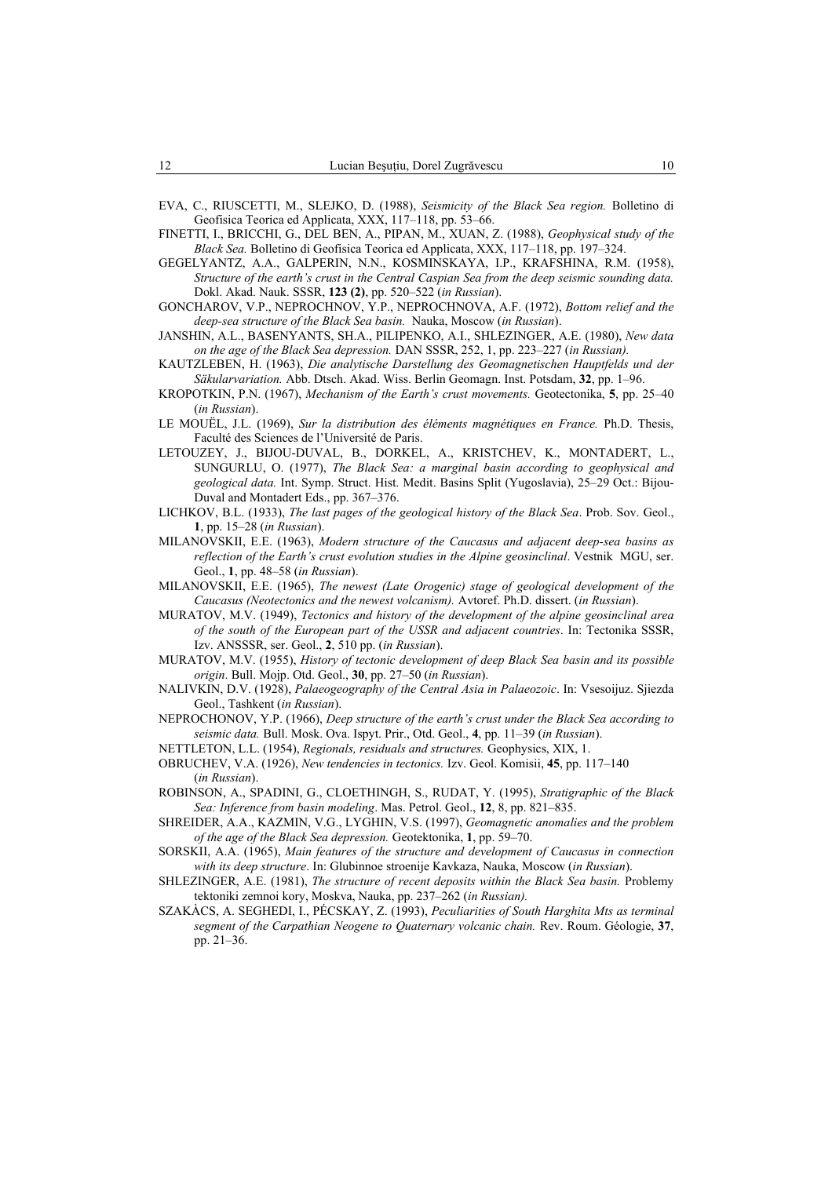EVA, C., RIUSCETTI, M., SLEJKO, D. (1988), *Seismicity of the Black Sea region.* Bolletino di Geofisica Teorica ed Applicata, XXX, 117–118, pp. 53–66.

FINETTI, I., BRICCHI, G., DEL BEN, A., PIPAN, M., XUAN, Z. (1988), *Geophysical study of the Black Sea.* Bolletino di Geofisica Teorica ed Applicata, XXX, 117–118, pp. 197–324.

GEGELYANTZ, A.A., GALPERIN, N.N., KOSMINSKAYA, I.P., KRAFSHINA, R.M. (1958), *Structure of the earth's crust in the Central Caspian Sea from the deep seismic sounding data.* Dokl. Akad. Nauk. SSSR, **123 (2)**, pp. 520–522 (*in Russian*).

GONCHAROV, V.P., NEPROCHNOV, Y.P., NEPROCHNOVA, A.F. (1972), *Bottom relief and the deep-sea structure of the Black Sea basin.* Nauka, Moscow (*in Russian*).

JANSHIN, A.L., BASENYANTS, SH.A., PILIPENKO, A.I., SHLEZINGER, A.E. (1980), *New data on the age of the Black Sea depression.* DAN SSSR, 252, 1, pp. 223–227 (*in Russian).*

KAUTZLEBEN, H. (1963), *Die analytische Darstellung des Geomagnetischen Hauptfelds und der Säkularvariation.* Abb. Dtsch. Akad. Wiss. Berlin Geomagn. Inst. Potsdam, **32**, pp. 1–96.

KROPOTKIN, P.N. (1967), *Mechanism of the Earth's crust movements.* Geotectonika, **5**, pp. 25–40 (*in Russian*).

LE MOUËL, J.L. (1969), *Sur la distribution des éléments magnétiques en France.* Ph.D. Thesis, Faculté des Sciences de l'Université de Paris.

LETOUZEY, J., BIJOU-DUVAL, B., DORKEL, A., KRISTCHEV, K., MONTADERT, L., SUNGURLU, O. (1977), *The Black Sea: a marginal basin according to geophysical and geological data.* Int. Symp. Struct. Hist. Medit. Basins Split (Yugoslavia), 25–29 Oct.: Bijou-Duval and Montadert Eds., pp. 367–376.

LICHKOV, B.L. (1933), *The last pages of the geological history of the Black Sea*. Prob. Sov. Geol., **1**, pp. 15–28 (*in Russian*).

MILANOVSKII, E.E. (1963), *Modern structure of the Caucasus and adjacent deep-sea basins as reflection of the Earth's crust evolution studies in the Alpine geosinclinal*. Vestnik MGU, ser. Geol., **1**, pp. 48–58 (*in Russian*).

MILANOVSKII, E.E. (1965), *The newest (Late Orogenic) stage of geological development of the Caucasus (Neotectonics and the newest volcanism).* Avtoref. Ph.D. dissert. (*in Russian*).

MURATOV, M.V. (1949), *Tectonics and history of the development of the alpine geosinclinal area of the south of the European part of the USSR and adjacent countries*. In: Tectonika SSSR, Izv. ANSSSR, ser. Geol., **2**, 510 pp. (*in Russian*).

MURATOV, M.V. (1955), *History of tectonic development of deep Black Sea basin and its possible origin*. Bull. Mojp. Otd. Geol., **30**, pp. 27–50 (*in Russian*).

NALIVKIN, D.V. (1928), *Palaeogeography of the Central Asia in Palaeozoic*. In: Vsesoijuz. Sjiezda Geol., Tashkent (*in Russian*).

NEPROCHONOV, Y.P. (1966), *Deep structure of the earth's crust under the Black Sea according to seismic data.* Bull. Mosk. Ova. Ispyt. Prir., Otd. Geol., **4**, pp. 11–39 (*in Russian*).

NETTLETON, L.L. (1954), *Regionals, residuals and structures.* Geophysics, XIX, 1.

OBRUCHEV, V.A. (1926), *New tendencies in tectonics.* Izv. Geol. Komisii, **45**, pp. 117–140 (*in Russian*).

ROBINSON, A., SPADINI, G., CLOETHINGH, S., RUDAT, Y. (1995), *Stratigraphic of the Black Sea: Inference from basin modeling*. Mas. Petrol. Geol., **12**, 8, pp. 821–835.

SHREIDER, A.A., KAZMIN, V.G., LYGHIN, V.S. (1997), *Geomagnetic anomalies and the problem of the age of the Black Sea depression.* Geotektonika, **1**, pp. 59–70.

SORSKII, A.A. (1965), *Main features of the structure and development of Caucasus in connection with its deep structure*. In: Glubinnoe stroenije Kavkaza, Nauka, Moscow (*in Russian*).

SHLEZINGER, A.E. (1981), *The structure of recent deposits within the Black Sea basin.* Problemy tektoniki zemnoi kory, Moskva, Nauka, pp. 237–262 (*in Russian).*

SZAKÀCS, A. SEGHEDI, I., PÉCSKAY, Z. (1993), *Peculiarities of South Harghita Mts as terminal segment of the Carpathian Neogene to Quaternary volcanic chain.* Rev. Roum. Géologie, **37**, pp. 21–36.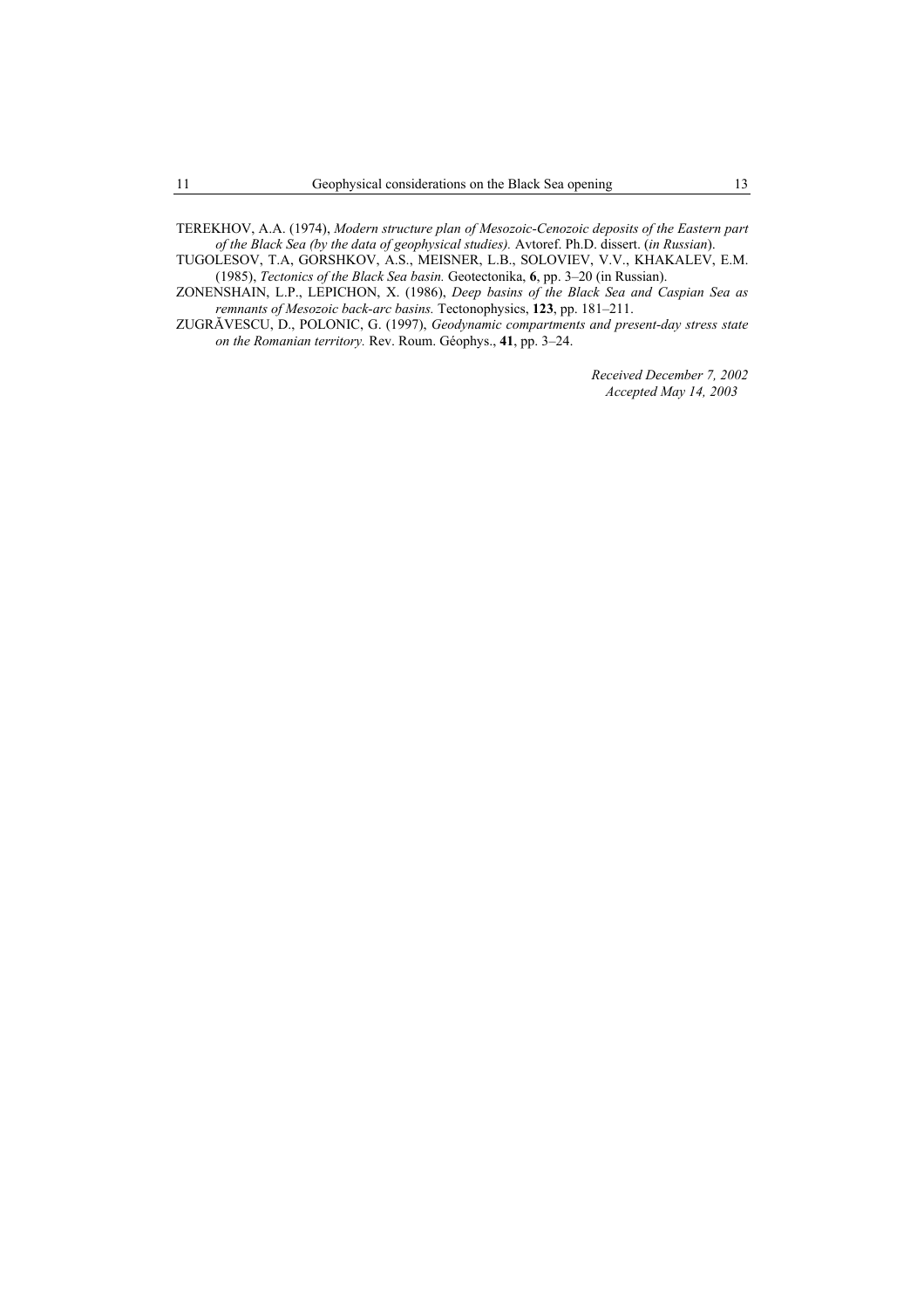TEREKHOV, A.A. (1974), *Modern structure plan of Mesozoic-Cenozoic deposits of the Eastern part of the Black Sea (by the data of geophysical studies).* Avtoref. Ph.D. dissert. (*in Russian*).

TUGOLESOV, T.A, GORSHKOV, A.S., MEISNER, L.B., SOLOVIEV, V.V., KHAKALEV, E.M. (1985), *Tectonics of the Black Sea basin.* Geotectonika, **6**, pp. 3–20 (in Russian).

ZONENSHAIN, L.P., LEPICHON, X. (1986), *Deep basins of the Black Sea and Caspian Sea as remnants of Mesozoic back-arc basins.* Tectonophysics, **123**, pp. 181–211.

ZUGRĂVESCU, D., POLONIC, G. (1997), *Geodynamic compartments and present-day stress state on the Romanian territory.* Rev. Roum. Géophys., **41**, pp. 3–24.

*Received December 7, 2002*
*Accepted May 14, 2003*